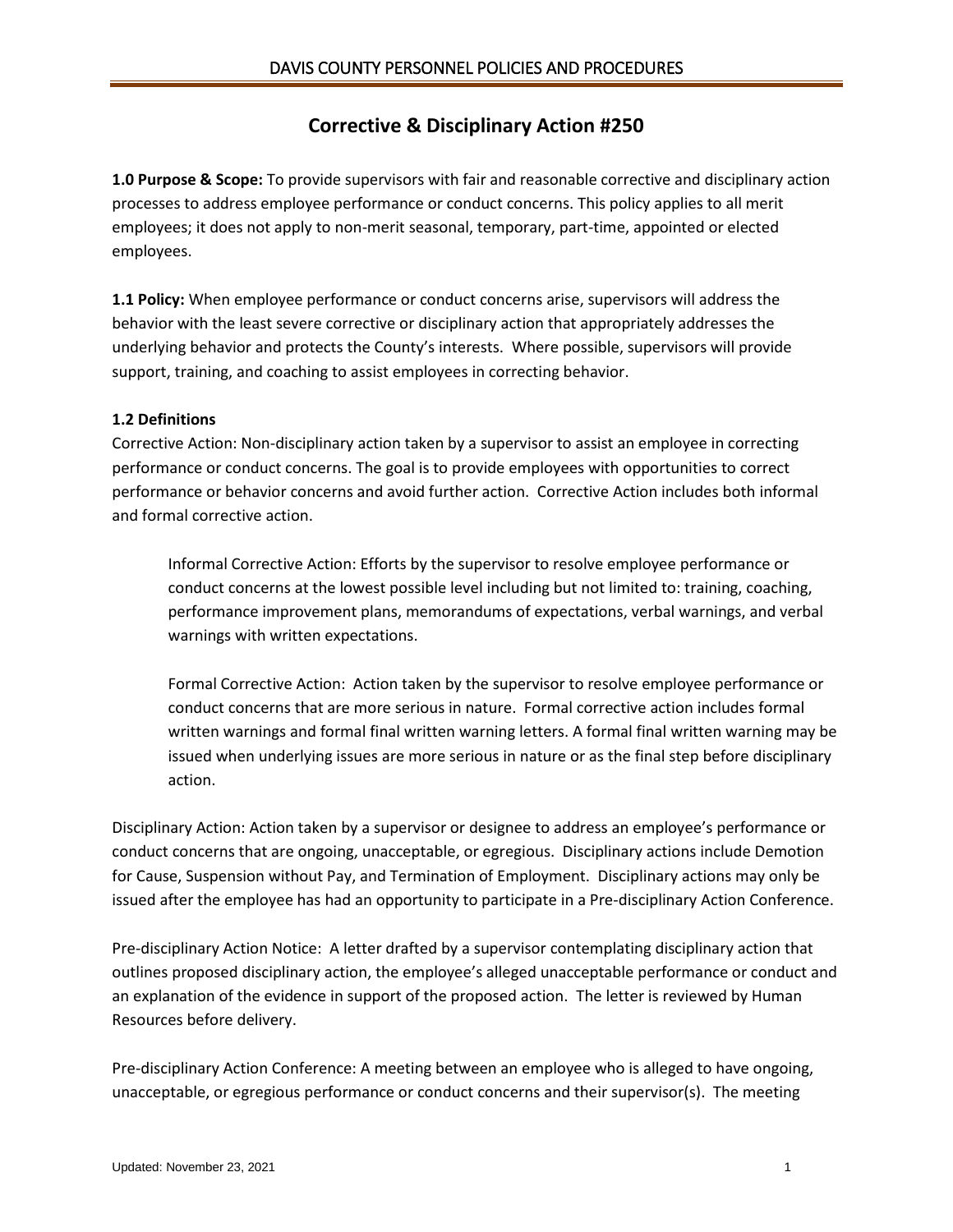# Corrective & Disciplinary Action #250

**1.0 Purpose & Scope:** To provide supervisors with fair and reasonable corrective and disciplinary action processes to address employee performance or conduct concerns. This policy applies to all merit employees; it does not apply to non-merit seasonal, temporary, part-time, appointed or elected employees.

**1.1 Policy:** When employee performance or conduct concerns arise, supervisors will address the behavior with the least severe corrective or disciplinary action that appropriately addresses the underlying behavior and protects the County's interests. Where possible, supervisors will provide support, training, and coaching to assist employees in correcting behavior.

**1.2 Definitions**

Corrective Action: Non-disciplinary action taken by a supervisor to assist an employee in correcting performance or conduct concerns. The goal is to provide employees with opportunities to correct performance or behavior concerns and avoid further action. Corrective Action includes both informal and formal corrective action.

> Informal Corrective Action: Efforts by the supervisor to resolve employee performance or conduct concerns at the lowest possible level including but not limited to: training, coaching, performance improvement plans, memorandums of expectations, verbal warnings, and verbal warnings with written expectations.
>
> Formal Corrective Action: Action taken by the supervisor to resolve employee performance or conduct concerns that are more serious in nature. Formal corrective action includes formal written warnings and formal final written warning letters. A formal final written warning may be issued when underlying issues are more serious in nature or as the final step before disciplinary action.

Disciplinary Action: Action taken by a supervisor or designee to address an employee's performance or conduct concerns that are ongoing, unacceptable, or egregious. Disciplinary actions include Demotion for Cause, Suspension without Pay, and Termination of Employment. Disciplinary actions may only be issued after the employee has had an opportunity to participate in a Pre-disciplinary Action Conference.

Pre-disciplinary Action Notice: A letter drafted by a supervisor contemplating disciplinary action that outlines proposed disciplinary action, the employee's alleged unacceptable performance or conduct and an explanation of the evidence in support of the proposed action. The letter is reviewed by Human Resources before delivery.

Pre-disciplinary Action Conference: A meeting between an employee who is alleged to have ongoing, unacceptable, or egregious performance or conduct concerns and their supervisor(s). The meeting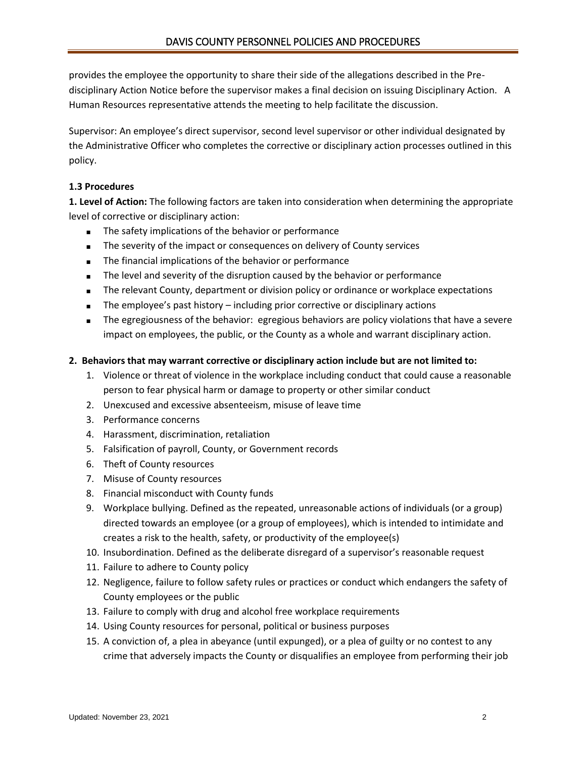provides the employee the opportunity to share their side of the allegations described in the Pre-disciplinary Action Notice before the supervisor makes a final decision on issuing Disciplinary Action. A Human Resources representative attends the meeting to help facilitate the discussion.

Supervisor: An employee's direct supervisor, second level supervisor or other individual designated by the Administrative Officer who completes the corrective or disciplinary action processes outlined in this policy.

**1.3 Procedures**

**1. Level of Action:** The following factors are taken into consideration when determining the appropriate level of corrective or disciplinary action:

- The safety implications of the behavior or performance
- The severity of the impact or consequences on delivery of County services
- The financial implications of the behavior or performance
- The level and severity of the disruption caused by the behavior or performance
- The relevant County, department or division policy or ordinance or workplace expectations
- The employee's past history – including prior corrective or disciplinary actions
- The egregiousness of the behavior: egregious behaviors are policy violations that have a severe impact on employees, the public, or the County as a whole and warrant disciplinary action.

**2. Behaviors that may warrant corrective or disciplinary action include but are not limited to:**

1. Violence or threat of violence in the workplace including conduct that could cause a reasonable person to fear physical harm or damage to property or other similar conduct
2. Unexcused and excessive absenteeism, misuse of leave time
3. Performance concerns
4. Harassment, discrimination, retaliation
5. Falsification of payroll, County, or Government records
6. Theft of County resources
7. Misuse of County resources
8. Financial misconduct with County funds
9. Workplace bullying. Defined as the repeated, unreasonable actions of individuals (or a group) directed towards an employee (or a group of employees), which is intended to intimidate and creates a risk to the health, safety, or productivity of the employee(s)
10. Insubordination. Defined as the deliberate disregard of a supervisor's reasonable request
11. Failure to adhere to County policy
12. Negligence, failure to follow safety rules or practices or conduct which endangers the safety of County employees or the public
13. Failure to comply with drug and alcohol free workplace requirements
14. Using County resources for personal, political or business purposes
15. A conviction of, a plea in abeyance (until expunged), or a plea of guilty or no contest to any crime that adversely impacts the County or disqualifies an employee from performing their job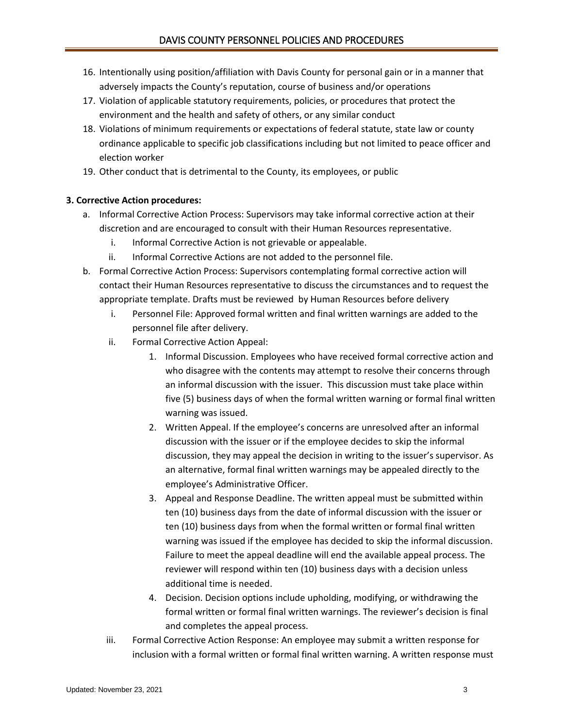16. Intentionally using position/affiliation with Davis County for personal gain or in a manner that adversely impacts the County's reputation, course of business and/or operations
17. Violation of applicable statutory requirements, policies, or procedures that protect the environment and the health and safety of others, or any similar conduct
18. Violations of minimum requirements or expectations of federal statute, state law or county ordinance applicable to specific job classifications including but not limited to peace officer and election worker
19. Other conduct that is detrimental to the County, its employees, or public

**3. Corrective Action procedures:**

a. Informal Corrective Action Process: Supervisors may take informal corrective action at their discretion and are encouraged to consult with their Human Resources representative.
   i. Informal Corrective Action is not grievable or appealable.
   ii. Informal Corrective Actions are not added to the personnel file.

b. Formal Corrective Action Process: Supervisors contemplating formal corrective action will contact their Human Resources representative to discuss the circumstances and to request the appropriate template. Drafts must be reviewed by Human Resources before delivery
   i. Personnel File: Approved formal written and final written warnings are added to the personnel file after delivery.
   ii. Formal Corrective Action Appeal:
      1. Informal Discussion. Employees who have received formal corrective action and who disagree with the contents may attempt to resolve their concerns through an informal discussion with the issuer. This discussion must take place within five (5) business days of when the formal written warning or formal final written warning was issued.
      2. Written Appeal. If the employee's concerns are unresolved after an informal discussion with the issuer or if the employee decides to skip the informal discussion, they may appeal the decision in writing to the issuer's supervisor. As an alternative, formal final written warnings may be appealed directly to the employee's Administrative Officer.
      3. Appeal and Response Deadline. The written appeal must be submitted within ten (10) business days from the date of informal discussion with the issuer or ten (10) business days from when the formal written or formal final written warning was issued if the employee has decided to skip the informal discussion. Failure to meet the appeal deadline will end the available appeal process. The reviewer will respond within ten (10) business days with a decision unless additional time is needed.
      4. Decision. Decision options include upholding, modifying, or withdrawing the formal written or formal final written warnings. The reviewer's decision is final and completes the appeal process.
   iii. Formal Corrective Action Response: An employee may submit a written response for inclusion with a formal written or formal final written warning. A written response must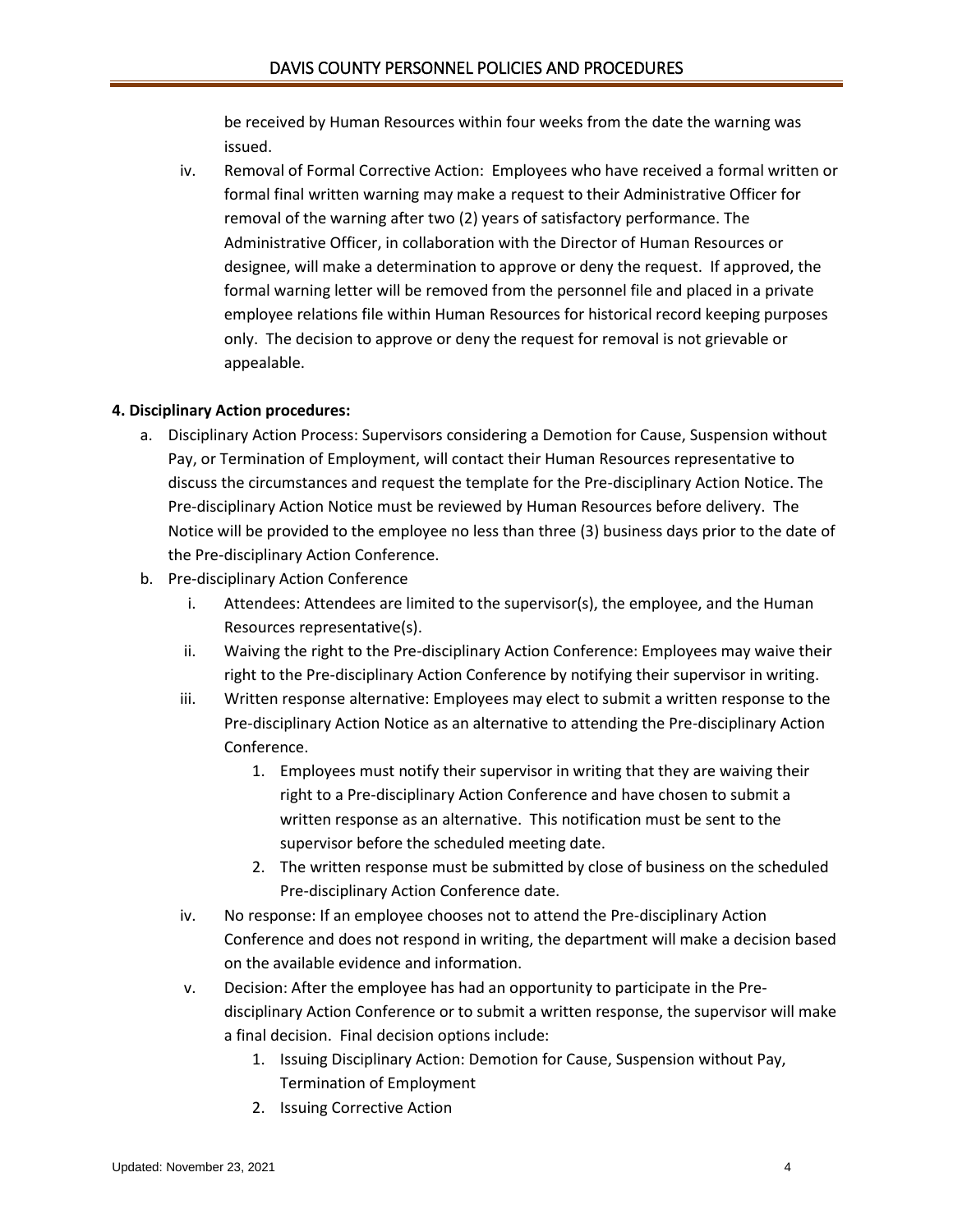be received by Human Resources within four weeks from the date the warning was issued.

iv. Removal of Formal Corrective Action: Employees who have received a formal written or formal final written warning may make a request to their Administrative Officer for removal of the warning after two (2) years of satisfactory performance. The Administrative Officer, in collaboration with the Director of Human Resources or designee, will make a determination to approve or deny the request. If approved, the formal warning letter will be removed from the personnel file and placed in a private employee relations file within Human Resources for historical record keeping purposes only. The decision to approve or deny the request for removal is not grievable or appealable.

**4. Disciplinary Action procedures:**

a. Disciplinary Action Process: Supervisors considering a Demotion for Cause, Suspension without Pay, or Termination of Employment, will contact their Human Resources representative to discuss the circumstances and request the template for the Pre-disciplinary Action Notice. The Pre-disciplinary Action Notice must be reviewed by Human Resources before delivery. The Notice will be provided to the employee no less than three (3) business days prior to the date of the Pre-disciplinary Action Conference.

b. Pre-disciplinary Action Conference
   - i. Attendees: Attendees are limited to the supervisor(s), the employee, and the Human Resources representative(s).
   - ii. Waiving the right to the Pre-disciplinary Action Conference: Employees may waive their right to the Pre-disciplinary Action Conference by notifying their supervisor in writing.
   - iii. Written response alternative: Employees may elect to submit a written response to the Pre-disciplinary Action Notice as an alternative to attending the Pre-disciplinary Action Conference.
     1. Employees must notify their supervisor in writing that they are waiving their right to a Pre-disciplinary Action Conference and have chosen to submit a written response as an alternative. This notification must be sent to the supervisor before the scheduled meeting date.
     2. The written response must be submitted by close of business on the scheduled Pre-disciplinary Action Conference date.
   - iv. No response: If an employee chooses not to attend the Pre-disciplinary Action Conference and does not respond in writing, the department will make a decision based on the available evidence and information.
   - v. Decision: After the employee has had an opportunity to participate in the Pre-disciplinary Action Conference or to submit a written response, the supervisor will make a final decision. Final decision options include:
     1. Issuing Disciplinary Action: Demotion for Cause, Suspension without Pay, Termination of Employment
     2. Issuing Corrective Action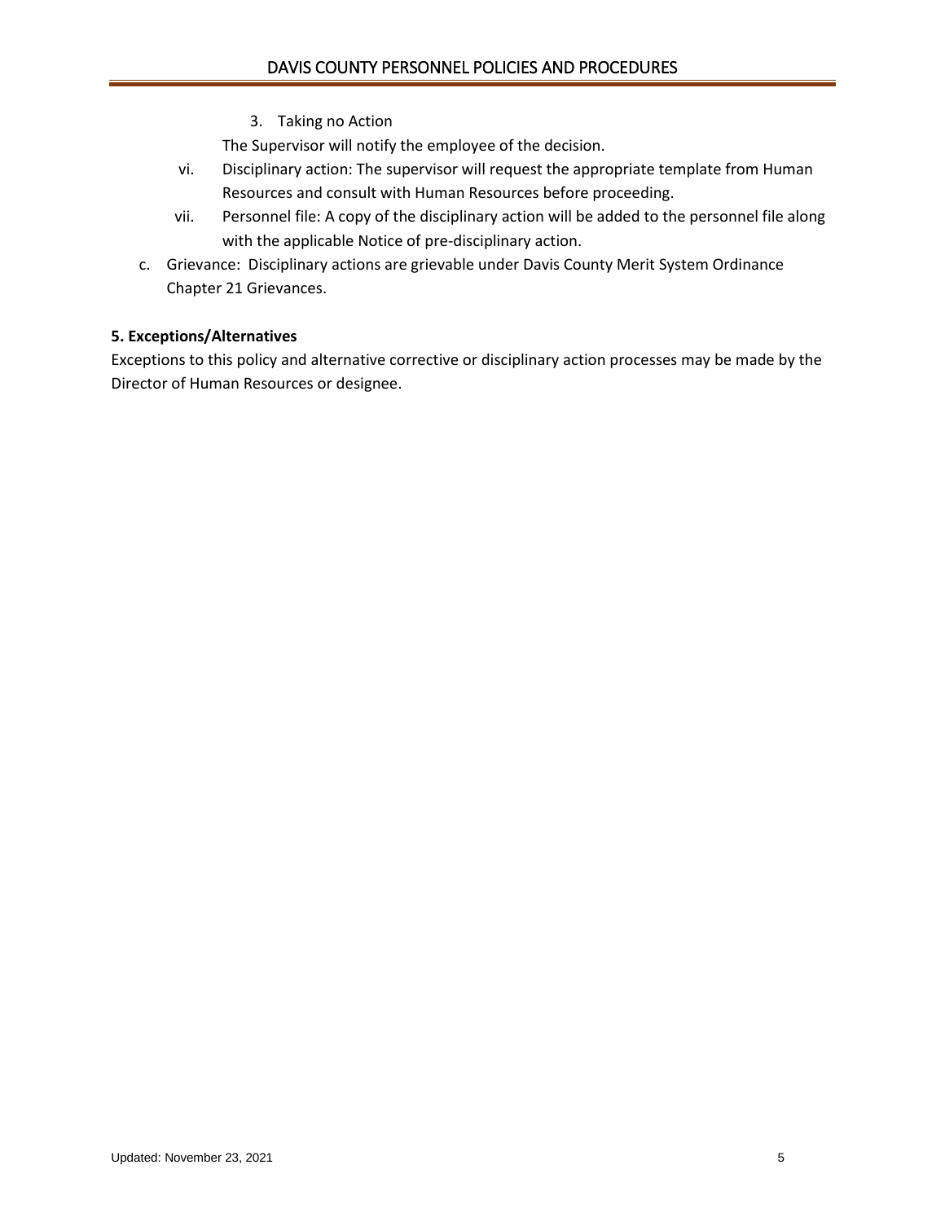3. Taking no Action

   The Supervisor will notify the employee of the decision.

vi. Disciplinary action: The supervisor will request the appropriate template from Human Resources and consult with Human Resources before proceeding.

vii. Personnel file: A copy of the disciplinary action will be added to the personnel file along with the applicable Notice of pre-disciplinary action.

c. Grievance: Disciplinary actions are grievable under Davis County Merit System Ordinance Chapter 21 Grievances.

**5. Exceptions/Alternatives**

Exceptions to this policy and alternative corrective or disciplinary action processes may be made by the Director of Human Resources or designee.